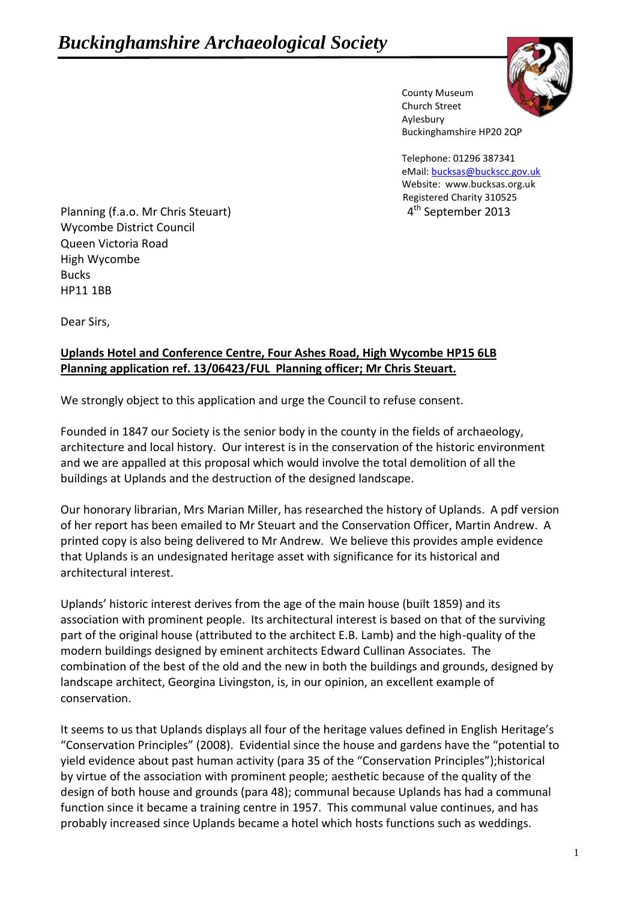# *Buckinghamshire Archaeological Society*

County Museum
Church Street
Aylesbury
Buckinghamshire HP20 2QP

Telephone: 01296 387341
eMail: bucksas@buckscc.gov.uk
Website: www.bucksas.org.uk
Registered Charity 310525

Planning (f.a.o. Mr Chris Steuart)
Wycombe District Council
Queen Victoria Road
High Wycombe
Bucks
HP11 1BB

4th September 2013

Dear Sirs,

**Uplands Hotel and Conference Centre, Four Ashes Road, High Wycombe HP15 6LB**
**Planning application ref. 13/06423/FUL Planning officer; Mr Chris Steuart.**

We strongly object to this application and urge the Council to refuse consent.

Founded in 1847 our Society is the senior body in the county in the fields of archaeology, architecture and local history. Our interest is in the conservation of the historic environment and we are appalled at this proposal which would involve the total demolition of all the buildings at Uplands and the destruction of the designed landscape.

Our honorary librarian, Mrs Marian Miller, has researched the history of Uplands. A pdf version of her report has been emailed to Mr Steuart and the Conservation Officer, Martin Andrew. A printed copy is also being delivered to Mr Andrew. We believe this provides ample evidence that Uplands is an undesignated heritage asset with significance for its historical and architectural interest.

Uplands' historic interest derives from the age of the main house (built 1859) and its association with prominent people. Its architectural interest is based on that of the surviving part of the original house (attributed to the architect E.B. Lamb) and the high-quality of the modern buildings designed by eminent architects Edward Cullinan Associates. The combination of the best of the old and the new in both the buildings and grounds, designed by landscape architect, Georgina Livingston, is, in our opinion, an excellent example of conservation.

It seems to us that Uplands displays all four of the heritage values defined in English Heritage's "Conservation Principles" (2008). Evidential since the house and gardens have the "potential to yield evidence about past human activity (para 35 of the "Conservation Principles");historical by virtue of the association with prominent people; aesthetic because of the quality of the design of both house and grounds (para 48); communal because Uplands has had a communal function since it became a training centre in 1957. This communal value continues, and has probably increased since Uplands became a hotel which hosts functions such as weddings.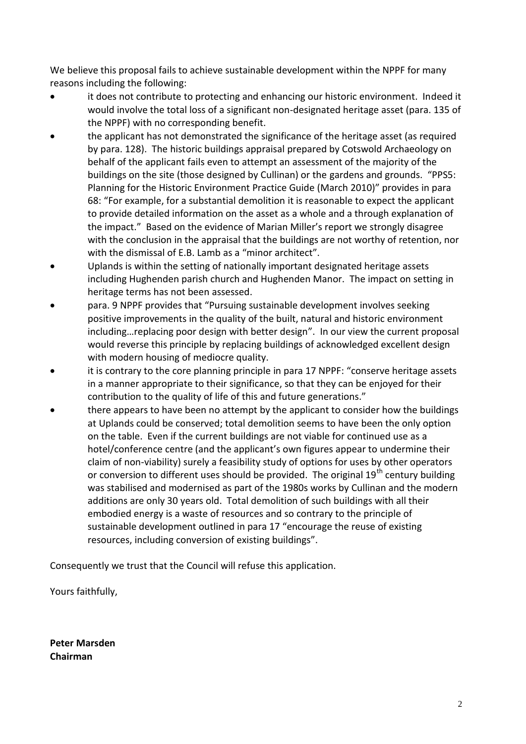We believe this proposal fails to achieve sustainable development within the NPPF for many reasons including the following:

- it does not contribute to protecting and enhancing our historic environment. Indeed it would involve the total loss of a significant non-designated heritage asset (para. 135 of the NPPF) with no corresponding benefit.
- the applicant has not demonstrated the significance of the heritage asset (as required by para. 128). The historic buildings appraisal prepared by Cotswold Archaeology on behalf of the applicant fails even to attempt an assessment of the majority of the buildings on the site (those designed by Cullinan) or the gardens and grounds. "PPS5: Planning for the Historic Environment Practice Guide (March 2010)" provides in para 68: "For example, for a substantial demolition it is reasonable to expect the applicant to provide detailed information on the asset as a whole and a through explanation of the impact." Based on the evidence of Marian Miller's report we strongly disagree with the conclusion in the appraisal that the buildings are not worthy of retention, nor with the dismissal of E.B. Lamb as a "minor architect".
- Uplands is within the setting of nationally important designated heritage assets including Hughenden parish church and Hughenden Manor. The impact on setting in heritage terms has not been assessed.
- para. 9 NPPF provides that "Pursuing sustainable development involves seeking positive improvements in the quality of the built, natural and historic environment including…replacing poor design with better design". In our view the current proposal would reverse this principle by replacing buildings of acknowledged excellent design with modern housing of mediocre quality.
- it is contrary to the core planning principle in para 17 NPPF: "conserve heritage assets in a manner appropriate to their significance, so that they can be enjoyed for their contribution to the quality of life of this and future generations."
- there appears to have been no attempt by the applicant to consider how the buildings at Uplands could be conserved; total demolition seems to have been the only option on the table. Even if the current buildings are not viable for continued use as a hotel/conference centre (and the applicant's own figures appear to undermine their claim of non-viability) surely a feasibility study of options for uses by other operators or conversion to different uses should be provided. The original 19th century building was stabilised and modernised as part of the 1980s works by Cullinan and the modern additions are only 30 years old. Total demolition of such buildings with all their embodied energy is a waste of resources and so contrary to the principle of sustainable development outlined in para 17 "encourage the reuse of existing resources, including conversion of existing buildings".

Consequently we trust that the Council will refuse this application.

Yours faithfully,

**Peter Marsden**
**Chairman**